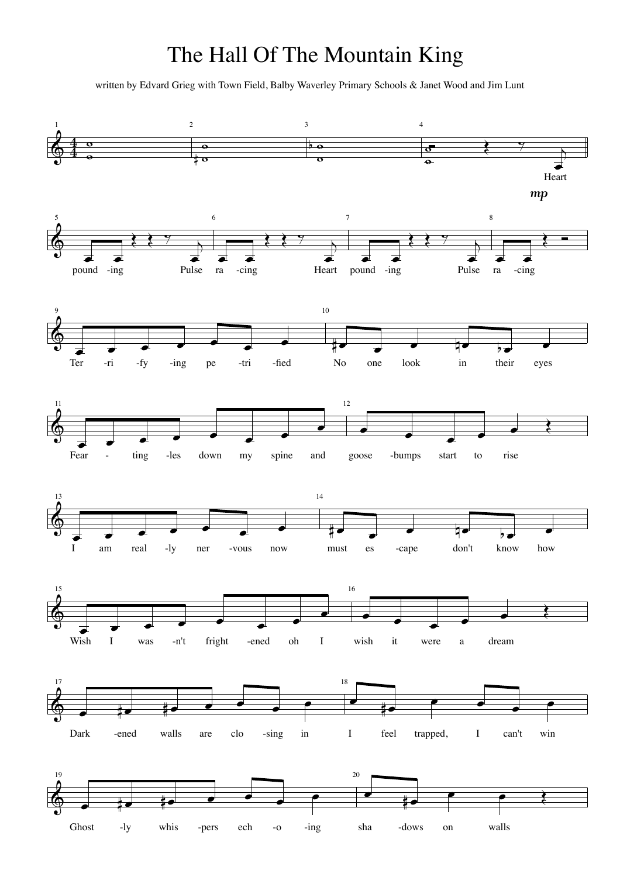# The Hall Of The Mountain King

written by Edvard Grieg with Town Field, Balby Waverley Primary Schools & Janet Wood and Jim Lunt

*mp*

Heart pound -ing Pulse ra -cing Heart pound -ing Pulse ra -cing

Ter -ri -fy -ing pe -tri -fied No one look in their eyes

Fear - ting -les down my spine and goose -bumps start to rise

I am real -ly ner -vous now must es -cape don't know how

Wish I was -n't fright -ened oh I wish it were a dream

Dark -ened walls are clo -sing in I feel trapped, I can't win

Ghost -ly whis -pers ech -o -ing sha -dows on walls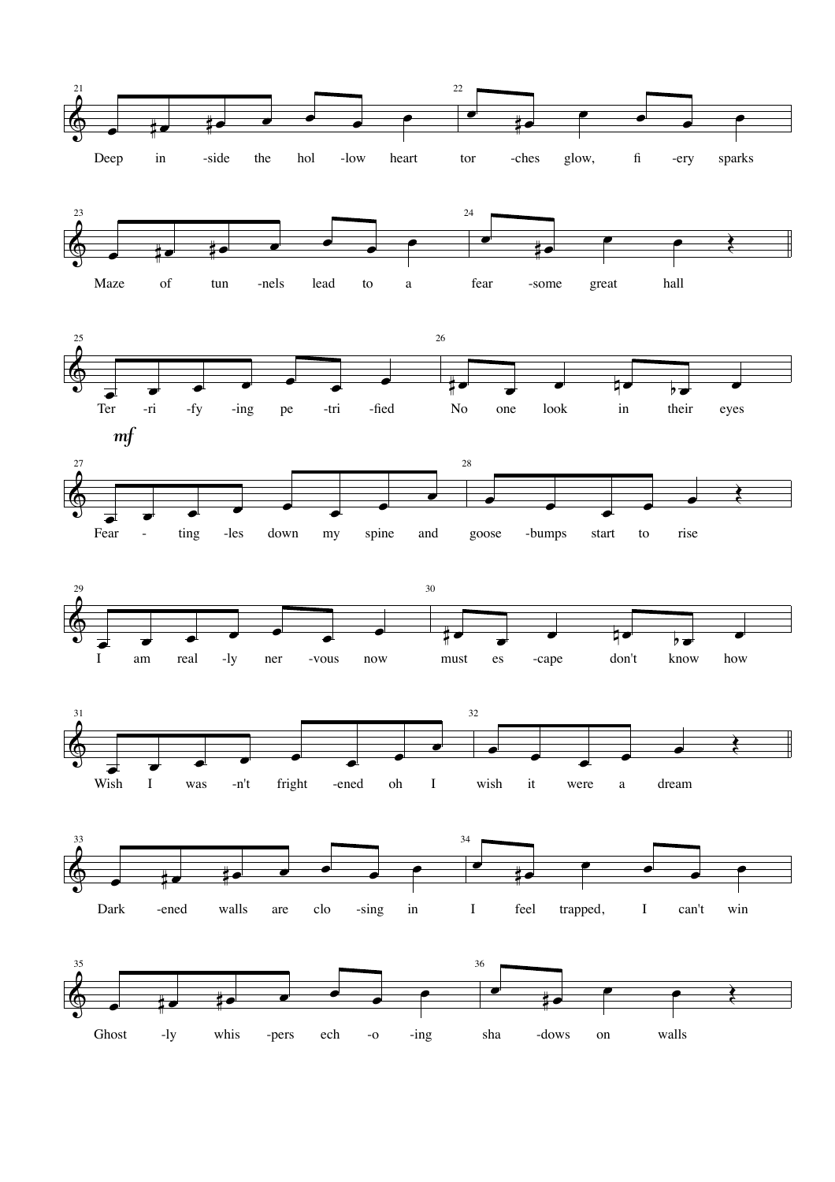21 Deep in -side the hol -low heart 22 tor -ches glow, fi -ery sparks

23 Maze of tun -nels lead to a 24 fear -some great hall

25 Ter -ri -fy -ing pe -tri -fied 26 No one look in their eyes

*mf*

27 Fear - ting -les down my spine and 28 goose -bumps start to rise

29 I am real -ly ner -vous now 30 must es -cape don't know how

31 Wish I was -n't fright -ened oh I 32 wish it were a dream

33 Dark -ened walls are clo -sing in 34 I feel trapped, I can't win

35 Ghost -ly whis -pers ech -o -ing 36 sha -dows on walls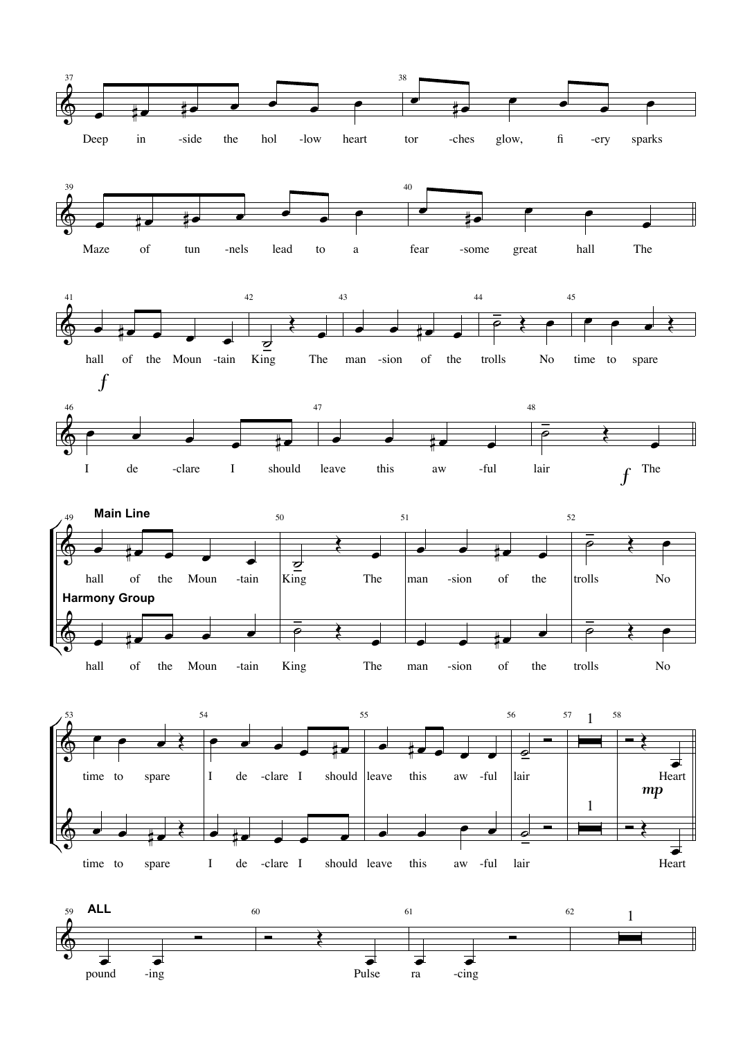Deep in -side the hol -low heart tor -ches glow, fi -ery sparks

Maze of tun -nels lead to a fear -some great hall The

hall of the Moun -tain King The man -sion of the trolls No time to spare

*f*

I de -clare I should leave this aw -ful lair

*f* The

**Main Line**

hall of the Moun -tain King The man -sion of the trolls No

**Harmony Group**

hall of the Moun -tain King The man -sion of the trolls No

time to spare I de -clare I should leave this aw -ful lair Heart

*mp*

time to spare I de -clare I should leave this aw -ful lair Heart

**ALL**

pound -ing Pulse ra -cing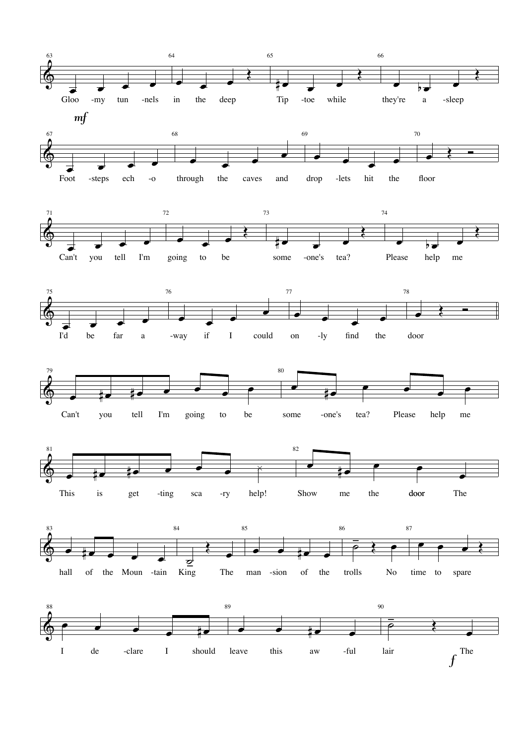63 64 65 66

Gloo -my tun -nels in the deep Tip -toe while they're a -sleep

*mf*

67 68 69 70

Foot -steps ech -o through the caves and drop -lets hit the floor

71 72 73 74

Can't you tell I'm going to be some -one's tea? Please help me

75 76 77 78

I'd be far a -way if I could on -ly find the door

79 80

Can't you tell I'm going to be some -one's tea? Please help me

81 82

This is get -ting sca -ry help! Show me the door The

83 84 85 86 87

hall of the Moun -tain King The man -sion of the trolls No time to spare

88 89 90

I de -clare I should leave this aw -ful lair The

*f*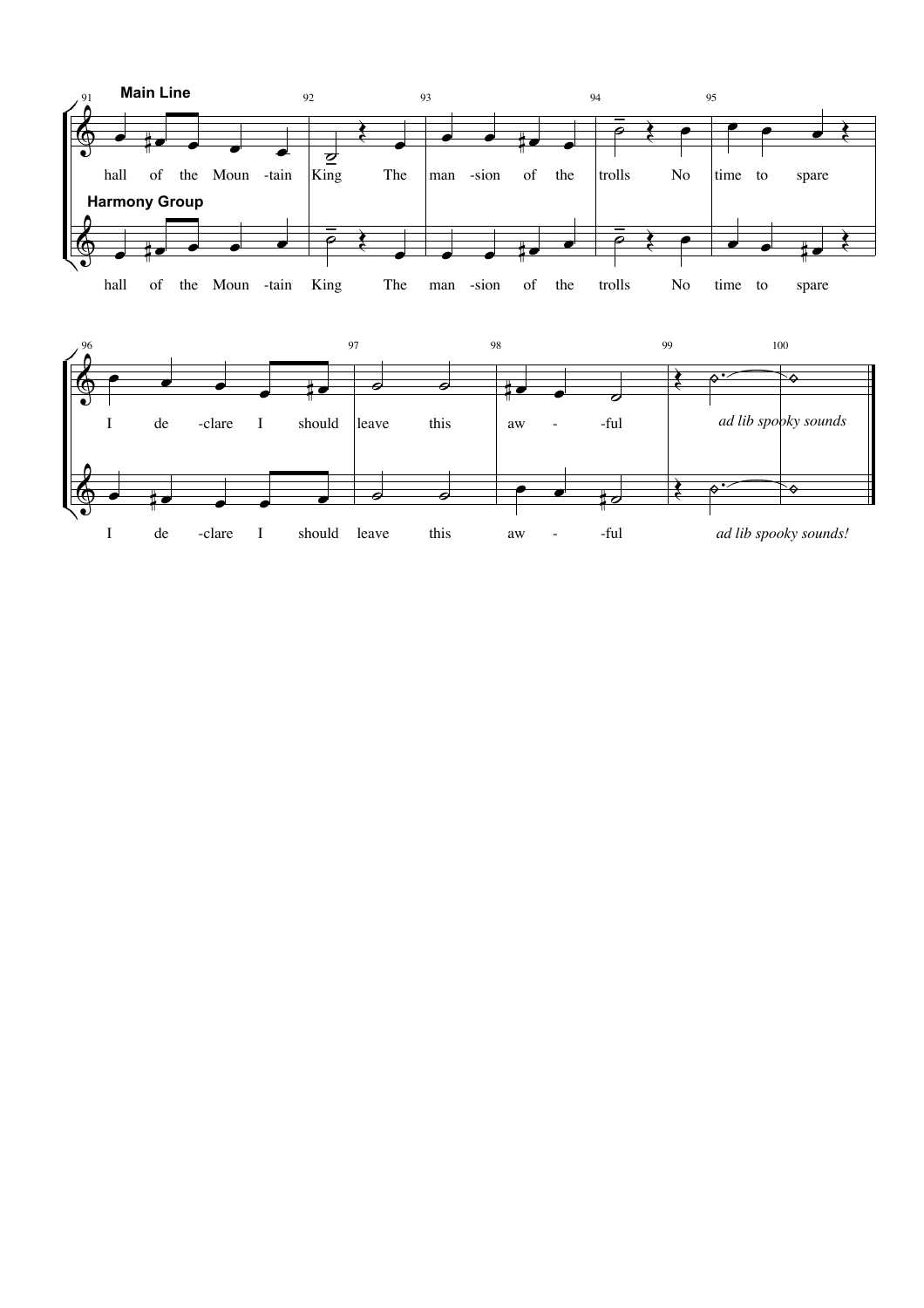**Main Line**

hall of the Moun -tain King The man -sion of the trolls No time to spare

I de -clare I should leave this aw - -ful *ad lib spooky sounds*

**Harmony Group**

hall of the Moun -tain King The man -sion of the trolls No time to spare

I de -clare I should leave this aw - -ful *ad lib spooky sounds!*